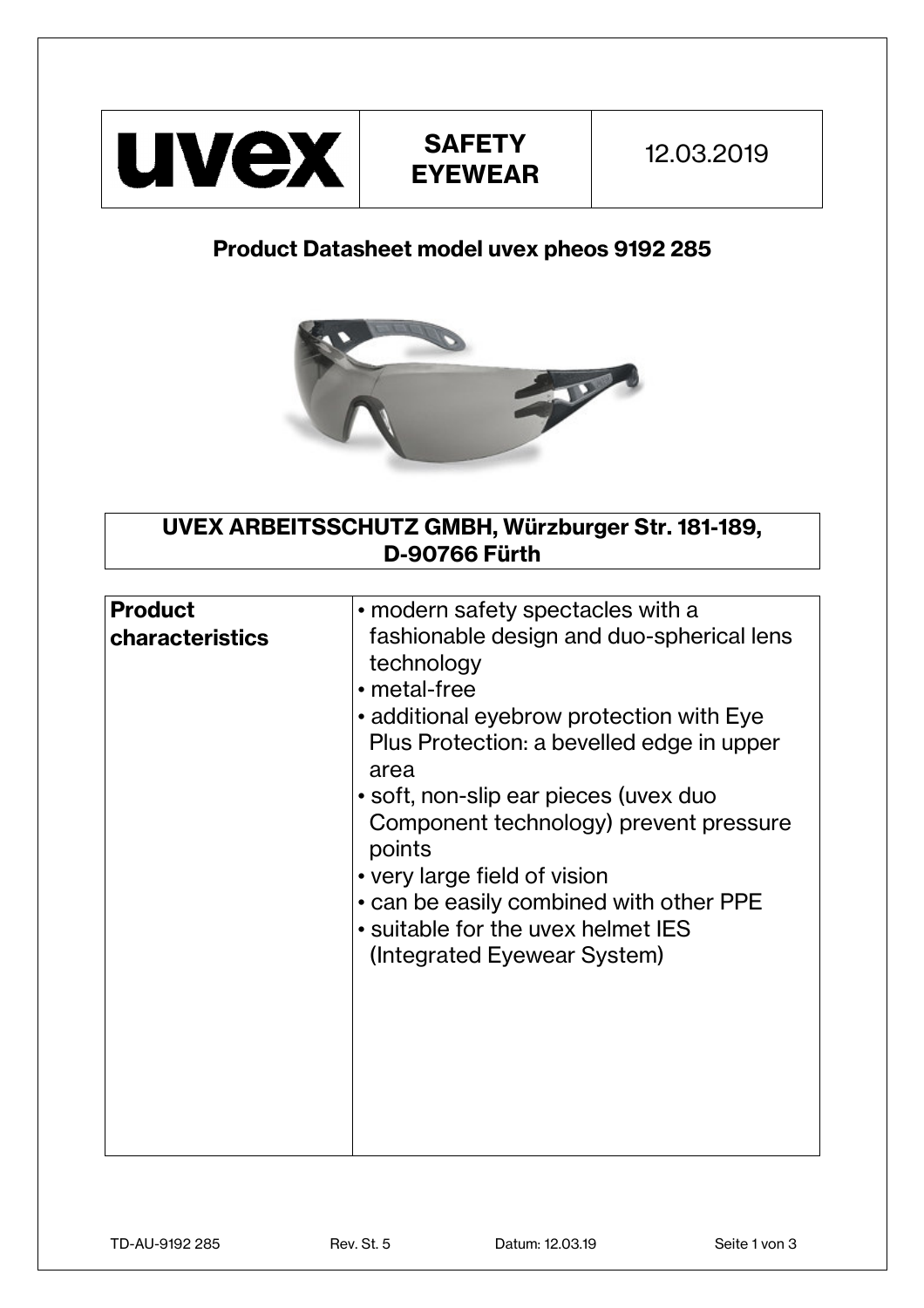| uvex | SAFETY EYEWEAR | 12.03.2019 |
|---|---|---|

## Product Datasheet model uvex pheos 9192 285

**UVEX ARBEITSSCHUTZ GMBH, Würzburger Str. 181-189, D-90766 Fürth**

| **Product characteristics** | • modern safety spectacles with a fashionable design and duo-spherical lens technology<br>• metal-free<br>• additional eyebrow protection with Eye Plus Protection: a bevelled edge in upper area<br>• soft, non-slip ear pieces (uvex duo Component technology) prevent pressure points<br>• very large field of vision<br>• can be easily combined with other PPE<br>• suitable for the uvex helmet IES (Integrated Eyewear System) |
|---|---|

TD-AU-9192 285 Rev. St. 5 Datum: 12.03.19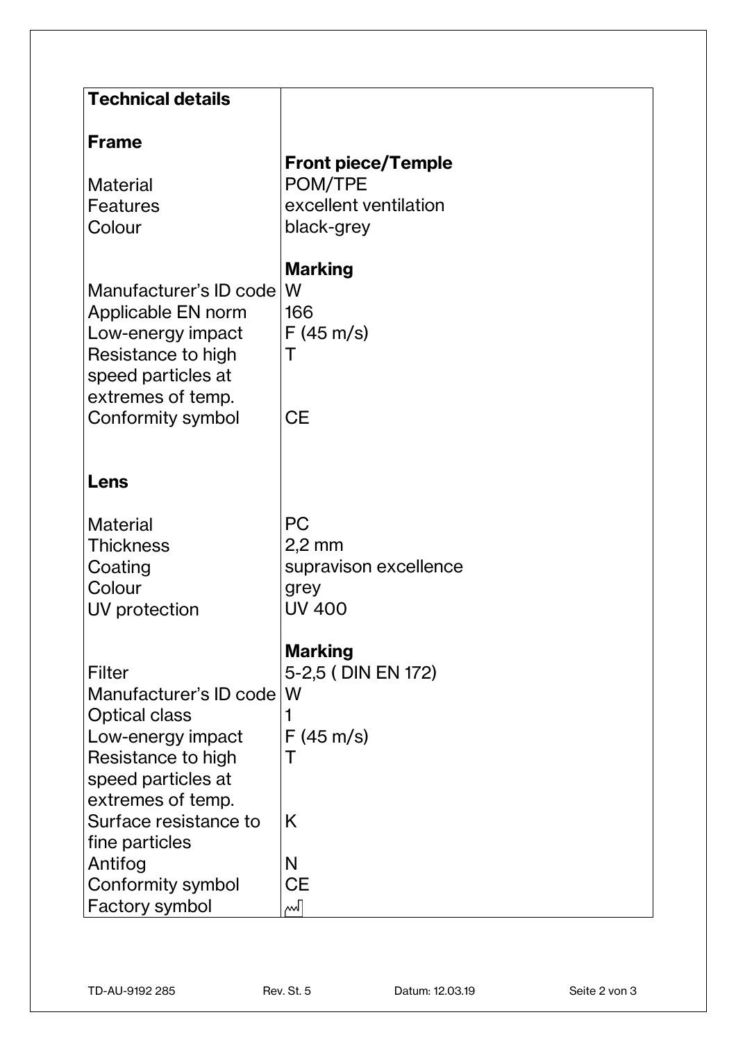| **Technical details** | |
|---|---|
| **Frame** | |
| | **Front piece/Temple** |
| Material | POM/TPE |
| Features | excellent ventilation |
| Colour | black-grey |
| | **Marking** |
| Manufacturer's ID code | W |
| Applicable EN norm | 166 |
| Low-energy impact | F (45 m/s) |
| Resistance to high speed particles at extremes of temp. | T |
| Conformity symbol | CE |
| **Lens** | |
| Material | PC |
| Thickness | 2,2 mm |
| Coating | supravison excellence |
| Colour | grey |
| UV protection | UV 400 |
| | **Marking** |
| Filter | 5-2,5 ( DIN EN 172) |
| Manufacturer's ID code | W |
| Optical class | 1 |
| Low-energy impact | F (45 m/s) |
| Resistance to high speed particles at extremes of temp. | T |
| Surface resistance to fine particles | K |
| Antifog | N |
| Conformity symbol | CE |
| Factory symbol | 🏭 |

TD-AU-9192 285 Rev. St. 5 Datum: 12.03.19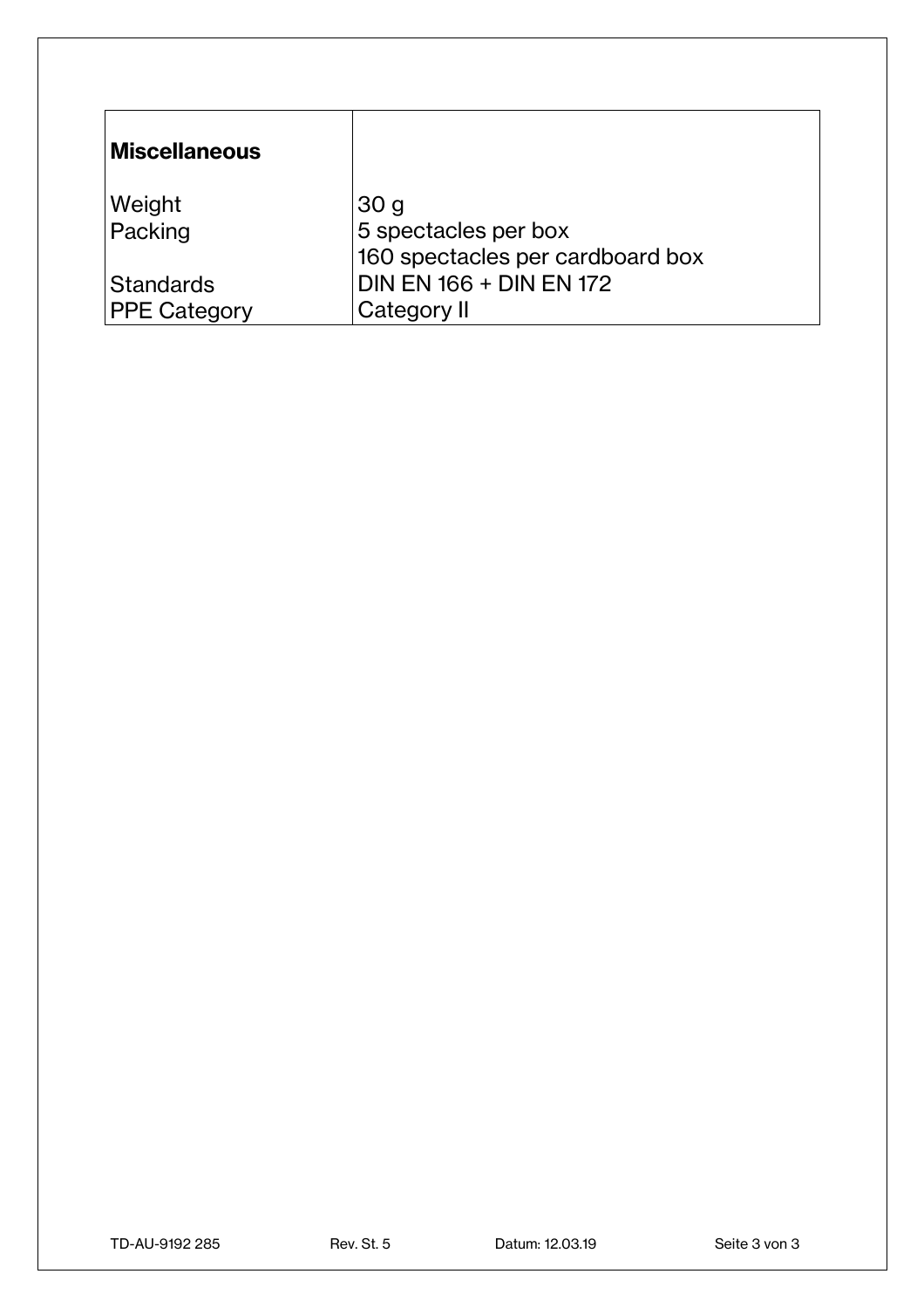| **Miscellaneous** | |
|---|---|
| Weight | 30 g |
| Packing | 5 spectacles per box |
| | 160 spectacles per cardboard box |
| Standards | DIN EN 166 + DIN EN 172 |
| PPE Category | Category II |